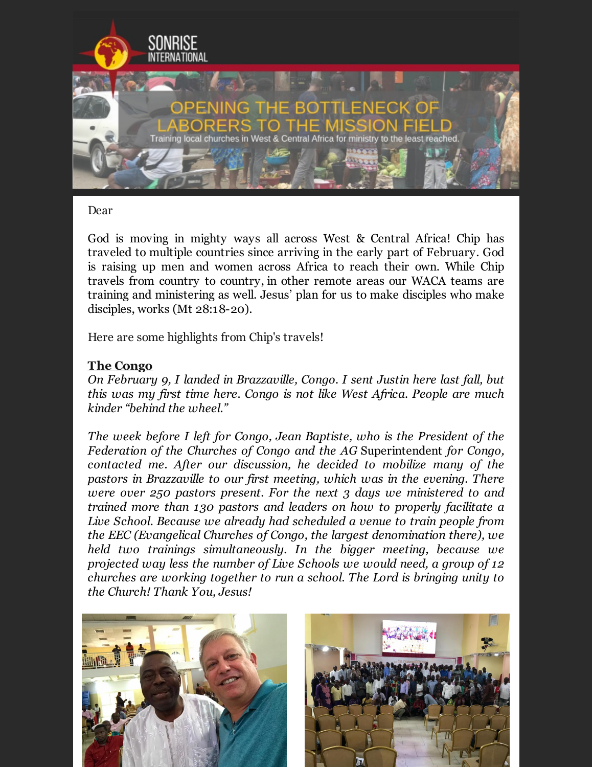SONRISE INTERNATIONAL

# OPENING THE BOTTLENECK OF LABORERS TO THE MISSION FIELD

Training local churches in West & Central Africa for ministry to the least reached.

Dear

God is moving in mighty ways all across West & Central Africa! Chip has traveled to multiple countries since arriving in the early part of February. God is raising up men and women across Africa to reach their own. While Chip travels from country to country, in other remote areas our WACA teams are training and ministering as well. Jesus' plan for us to make disciples who make disciples, works (Mt 28:18-20).

Here are some highlights from Chip's travels!

**The Congo**

*On February 9, I landed in Brazzaville, Congo. I sent Justin here last fall, but this was my first time here. Congo is not like West Africa. People are much kinder "behind the wheel."*

*The week before I left for Congo, Jean Baptiste, who is the President of the Federation of the Churches of Congo and the AG* Superintendent *for Congo, contacted me. After our discussion, he decided to mobilize many of the pastors in Brazzaville to our first meeting, which was in the evening. There were over 250 pastors present. For the next 3 days we ministered to and trained more than 130 pastors and leaders on how to properly facilitate a Live School. Because we already had scheduled a venue to train people from the EEC (Evangelical Churches of Congo, the largest denomination there), we held two trainings simultaneously. In the bigger meeting, because we projected way less the number of Live Schools we would need, a group of 12 churches are working together to run a school. The Lord is bringing unity to the Church! Thank You, Jesus!*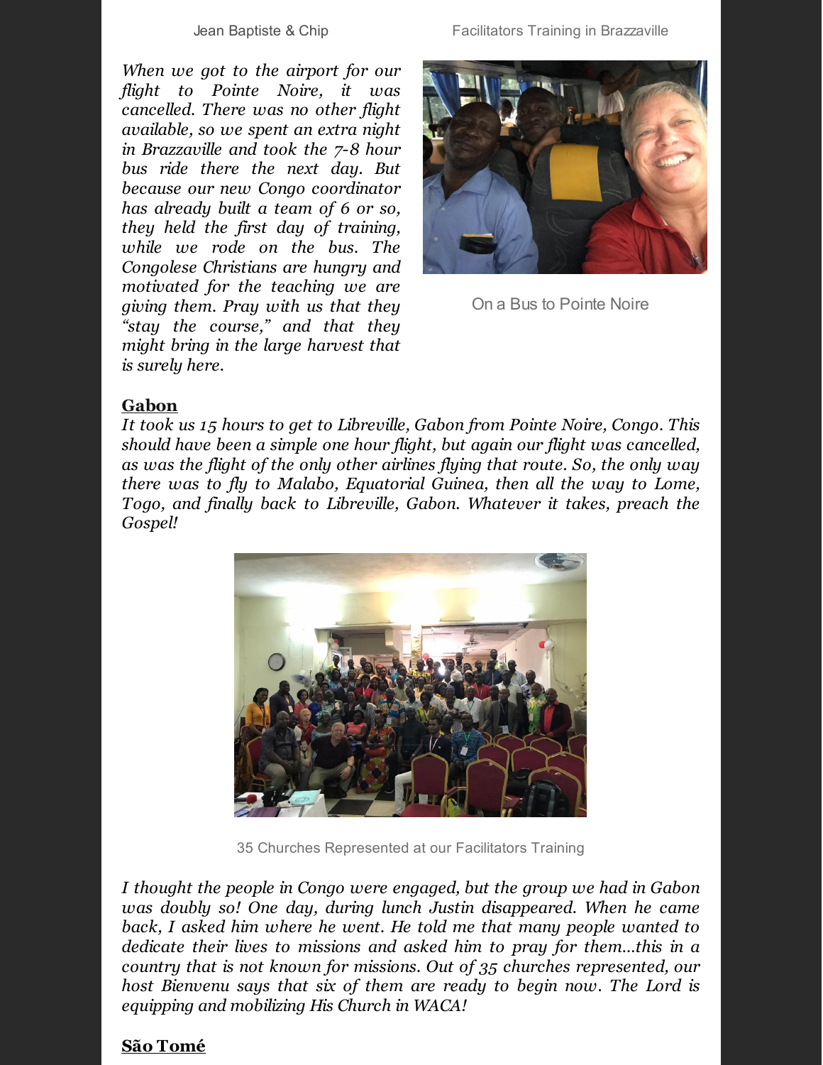Jean Baptiste & Chip

Facilitators Training in Brazzaville

*When we got to the airport for our flight to Pointe Noire, it was cancelled. There was no other flight available, so we spent an extra night in Brazzaville and took the 7-8 hour bus ride there the next day. But because our new Congo coordinator has already built a team of 6 or so, they held the first day of training, while we rode on the bus. The Congolese Christians are hungry and motivated for the teaching we are giving them. Pray with us that they "stay the course," and that they might bring in the large harvest that is surely here.*

On a Bus to Pointe Noire

## Gabon

*It took us 15 hours to get to Libreville, Gabon from Pointe Noire, Congo. This should have been a simple one hour flight, but again our flight was cancelled, as was the flight of the only other airlines flying that route. So, the only way there was to fly to Malabo, Equatorial Guinea, then all the way to Lome, Togo, and finally back to Libreville, Gabon. Whatever it takes, preach the Gospel!*

35 Churches Represented at our Facilitators Training

*I thought the people in Congo were engaged, but the group we had in Gabon was doubly so! One day, during lunch Justin disappeared. When he came back, I asked him where he went. He told me that many people wanted to dedicate their lives to missions and asked him to pray for them...this in a country that is not known for missions. Out of 35 churches represented, our host Bienvenu says that six of them are ready to begin now. The Lord is equipping and mobilizing His Church in WACA!*

## São Tomé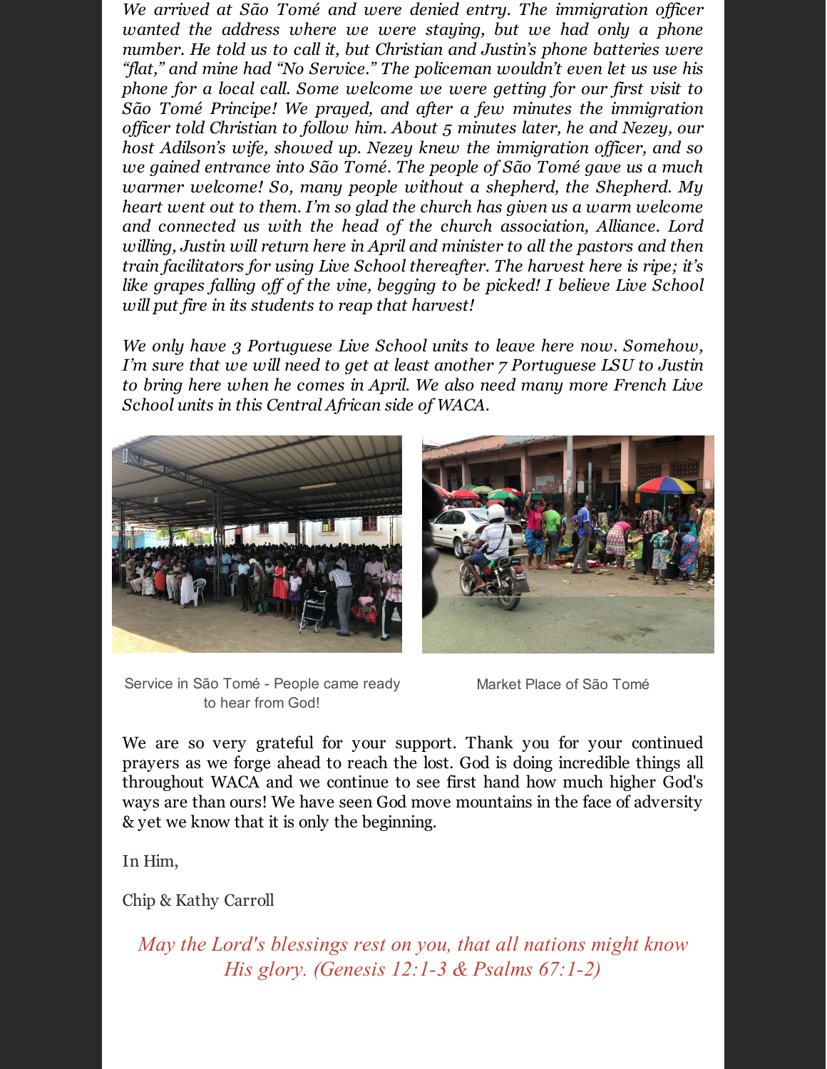*We arrived at São Tomé and were denied entry. The immigration officer wanted the address where we were staying, but we had only a phone number. He told us to call it, but Christian and Justin's phone batteries were "flat," and mine had "No Service." The policeman wouldn't even let us use his phone for a local call. Some welcome we were getting for our first visit to São Tomé Principe! We prayed, and after a few minutes the immigration officer told Christian to follow him. About 5 minutes later, he and Nezey, our host Adilson's wife, showed up. Nezey knew the immigration officer, and so we gained entrance into São Tomé. The people of São Tomé gave us a much warmer welcome! So, many people without a shepherd, the Shepherd. My heart went out to them. I'm so glad the church has given us a warm welcome and connected us with the head of the church association, Alliance. Lord willing, Justin will return here in April and minister to all the pastors and then train facilitators for using Live School thereafter. The harvest here is ripe; it's like grapes falling off of the vine, begging to be picked! I believe Live School will put fire in its students to reap that harvest!*

*We only have 3 Portuguese Live School units to leave here now. Somehow, I'm sure that we will need to get at least another 7 Portuguese LSU to Justin to bring here when he comes in April. We also need many more French Live School units in this Central African side of WACA.*

Service in São Tomé - People came ready to hear from God!

Market Place of São Tomé

We are so very grateful for your support. Thank you for your continued prayers as we forge ahead to reach the lost. God is doing incredible things all throughout WACA and we continue to see first hand how much higher God's ways are than ours! We have seen God move mountains in the face of adversity & yet we know that it is only the beginning.

In Him,

Chip & Kathy Carroll

*May the Lord's blessings rest on you, that all nations might know His glory. (Genesis 12:1-3 & Psalms 67:1-2)*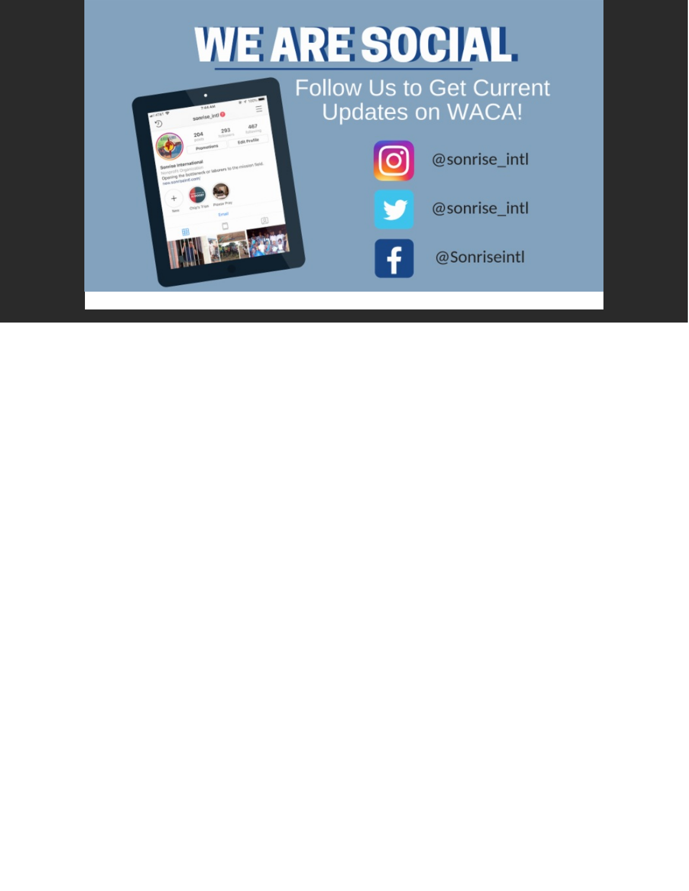# WE ARE SOCIAL

Follow Us to Get Current Updates on WACA!

@sonrise_intl

@sonrise_intl

@Sonriseintl